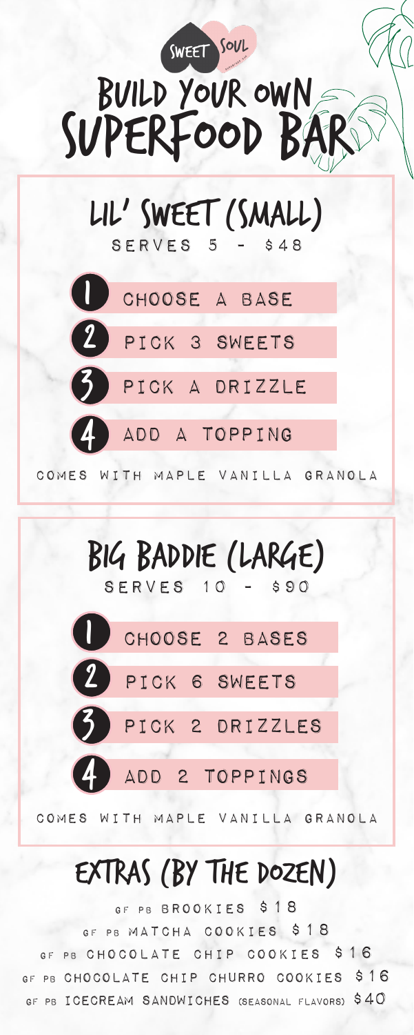SWEET SOUL

# BUILD YOUR OWN SUPERFOOD BAR

## LIL' SWEET (SMALL)

SERVES 5 - $48

1. CHOOSE A BASE
2. PICK 3 SWEETS
3. PICK A DRIZZLE
4. ADD A TOPPING

COMES WITH MAPLE VANILLA GRANOLA

## BIG BADDIE (LARGE)

SERVES 10 - $90

1. CHOOSE 2 BASES
2. PICK 6 SWEETS
3. PICK 2 DRIZZLES
4. ADD 2 TOPPINGS

COMES WITH MAPLE VANILLA GRANOLA

## EXTRAS (BY THE DOZEN)

GF PB BROOKIES $18

GF PB MATCHA COOKIES $18

GF PB CHOCOLATE CHIP COOKIES $16

GF PB CHOCOLATE CHIP CHURRO COOKIES $16

GF PB ICECREAM SANDWICHES (SEASONAL FLAVORS) $40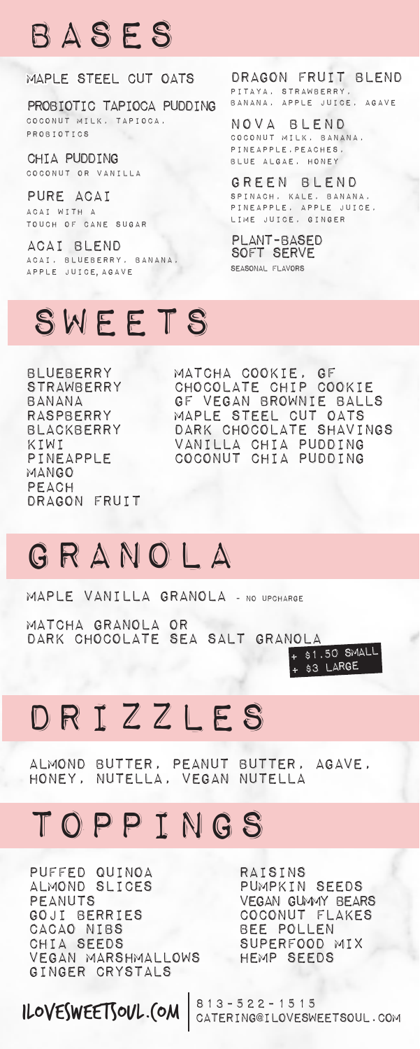# BASES

**MAPLE STEEL CUT OATS**

**PROBIOTIC TAPIOCA PUDDING**
COCONUT MILK, TAPIOCA, PROBIOTICS

**CHIA PUDDING**
COCONUT OR VANILLA

**PURE ACAI**
ACAI WITH A TOUCH OF CANE SUGAR

**ACAI BLEND**
ACAI, BLUEBERRY, BANANA, APPLE JUICE, AGAVE

**DRAGON FRUIT BLEND**
PITAYA, STRAWBERRY, BANANA, APPLE JUICE, AGAVE

**NOVA BLEND**
COCONUT MILK, BANANA, PINEAPPLE, PEACHES, BLUE ALGAE, HONEY

**GREEN BLEND**
SPINACH, KALE, BANANA, PINEAPPLE, APPLE JUICE, LIME JUICE, GINGER

**PLANT-BASED SOFT SERVE**
SEASONAL FLAVORS

# SWEETS

BLUEBERRY
STRAWBERRY
BANANA
RASPBERRY
BLACKBERRY
KIWI
PINEAPPLE
MANGO
PEACH
DRAGON FRUIT

MATCHA COOKIE, GF
CHOCOLATE CHIP COOKIE
GF VEGAN BROWNIE BALLS
MAPLE STEEL CUT OATS
DARK CHOCOLATE SHAVINGS
VANILLA CHIA PUDDING
COCONUT CHIA PUDDING

# GRANOLA

MAPLE VANILLA GRANOLA - NO UPCHARGE

MATCHA GRANOLA OR
DARK CHOCOLATE SEA SALT GRANOLA

+ $1.50 SMALL
+ $3 LARGE

# DRIZZLES

ALMOND BUTTER, PEANUT BUTTER, AGAVE, HONEY, NUTELLA, VEGAN NUTELLA

# TOPPINGS

PUFFED QUINOA
ALMOND SLICES
PEANUTS
GOJI BERRIES
CACAO NIBS
CHIA SEEDS
VEGAN MARSHMALLOWS
GINGER CRYSTALS

RAISINS
PUMPKIN SEEDS
VEGAN GUMMY BEARS
COCONUT FLAKES
BEE POLLEN
SUPERFOOD MIX
HEMP SEEDS

ILOVESWEETSOUL.COM | 813-522-1515
CATERING@ILOVESWEETSOUL.COM